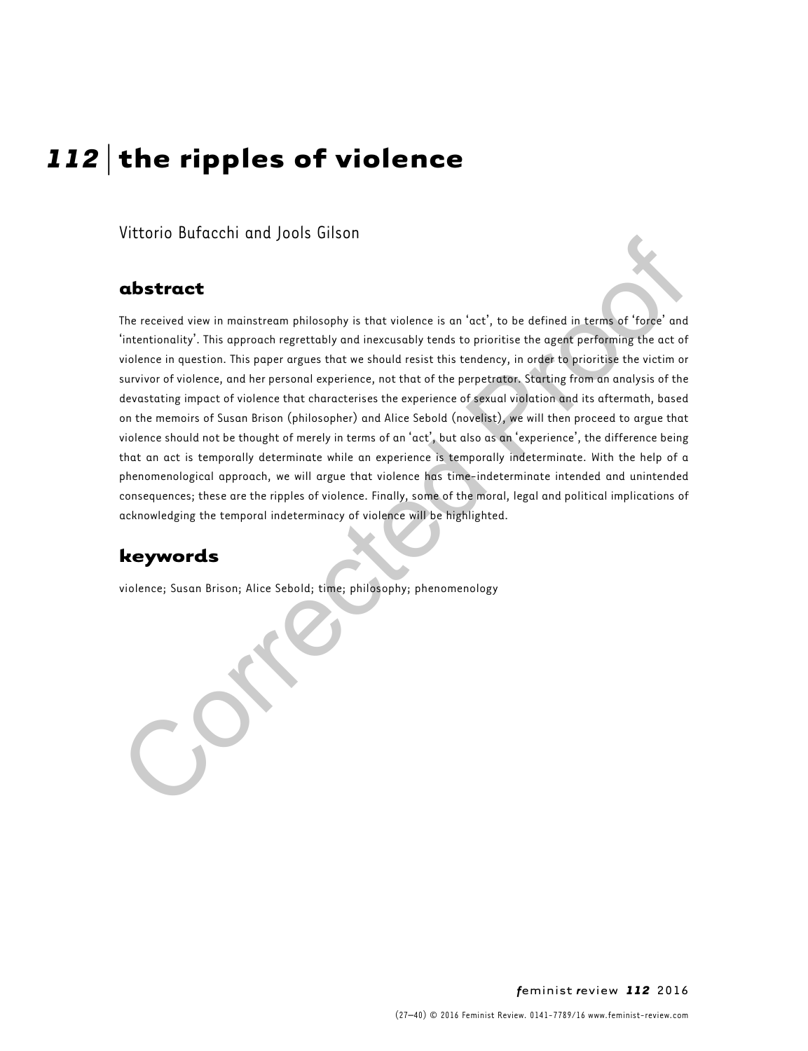# the ripples of violence

Vittorio Bufacchi and Jools Gilson

## abstract

The received view in mainstream philosophy is that violence is an 'act', to be defined in terms of 'force' and 'intentionality'. This approach regrettably and inexcusably tends to prioritise the agent performing the act of violence in question. This paper argues that we should resist this tendency, in order to prioritise the victim or survivor of violence, and her personal experience, not that of the perpetrator. Starting from an analysis of the devastating impact of violence that characterises the experience of sexual violation and its aftermath, based on the memoirs of Susan Brison (philosopher) and Alice Sebold (novelist), we will then proceed to argue that violence should not be thought of merely in terms of an 'act', but also as an 'experience', the difference being that an act is temporally determinate while an experience is temporally indeterminate. With the help of a phenomenological approach, we will argue that violence has time-indeterminate intended and unintended consequences; these are the ripples of violence. Finally, some of the moral, legal and political implications of acknowledging the temporal indeterminacy of violence will be highlighted.

## keywords

violence; Susan Brison; Alice Sebold; time; philosophy; phenomenology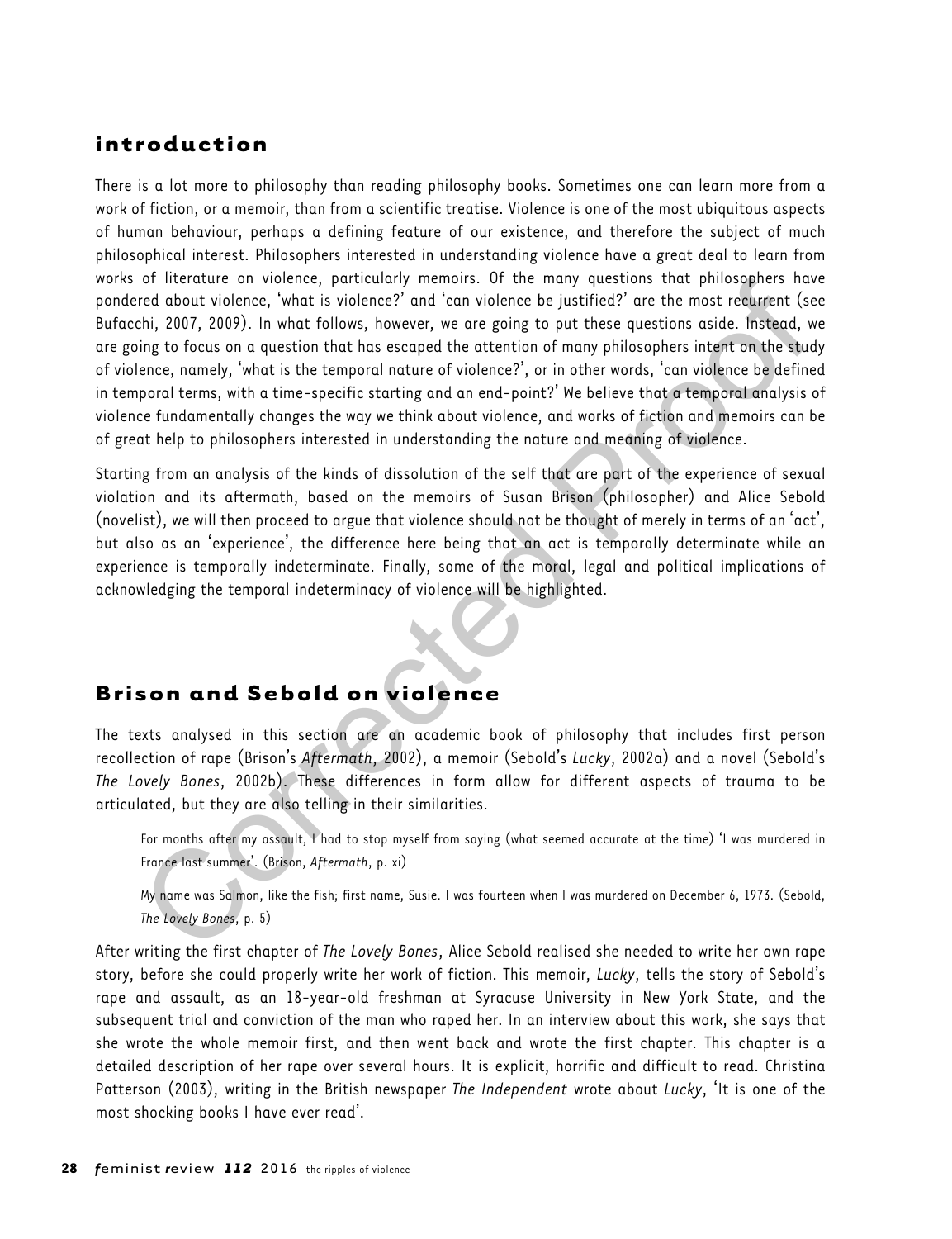## introduction

There is a lot more to philosophy than reading philosophy books. Sometimes one can learn more from a work of fiction, or a memoir, than from a scientific treatise. Violence is one of the most ubiquitous aspects of human behaviour, perhaps a defining feature of our existence, and therefore the subject of much philosophical interest. Philosophers interested in understanding violence have a great deal to learn from works of literature on violence, particularly memoirs. Of the many questions that philosophers have pondered about violence, 'what is violence?' and 'can violence be justified?' are the most recurrent (see Bufacchi, 2007, 2009). In what follows, however, we are going to put these questions aside. Instead, we are going to focus on a question that has escaped the attention of many philosophers intent on the study of violence, namely, 'what is the temporal nature of violence?', or in other words, 'can violence be defined in temporal terms, with a time-specific starting and an end-point?' We believe that a temporal analysis of violence fundamentally changes the way we think about violence, and works of fiction and memoirs can be of great help to philosophers interested in understanding the nature and meaning of violence.

Starting from an analysis of the kinds of dissolution of the self that are part of the experience of sexual violation and its aftermath, based on the memoirs of Susan Brison (philosopher) and Alice Sebold (novelist), we will then proceed to argue that violence should not be thought of merely in terms of an 'act', but also as an 'experience', the difference here being that an act is temporally determinate while an experience is temporally indeterminate. Finally, some of the moral, legal and political implications of acknowledging the temporal indeterminacy of violence will be highlighted.

## Brison and Sebold on violence

The texts analysed in this section are an academic book of philosophy that includes first person recollection of rape (Brison's *Aftermath*, 2002), a memoir (Sebold's *Lucky*, 2002a) and a novel (Sebold's *The Lovely Bones*, 2002b). These differences in form allow for different aspects of trauma to be articulated, but they are also telling in their similarities.

> For months after my assault, I had to stop myself from saying (what seemed accurate at the time) 'I was murdered in France last summer'. (Brison, *Aftermath*, p. xi)

> My name was Salmon, like the fish; first name, Susie. I was fourteen when I was murdered on December 6, 1973. (Sebold, *The Lovely Bones*, p. 5)

After writing the first chapter of *The Lovely Bones*, Alice Sebold realised she needed to write her own rape story, before she could properly write her work of fiction. This memoir, *Lucky*, tells the story of Sebold's rape and assault, as an 18-year-old freshman at Syracuse University in New York State, and the subsequent trial and conviction of the man who raped her. In an interview about this work, she says that she wrote the whole memoir first, and then went back and wrote the first chapter. This chapter is a detailed description of her rape over several hours. It is explicit, horrific and difficult to read. Christina Patterson (2003), writing in the British newspaper *The Independent* wrote about *Lucky*, 'It is one of the most shocking books I have ever read'.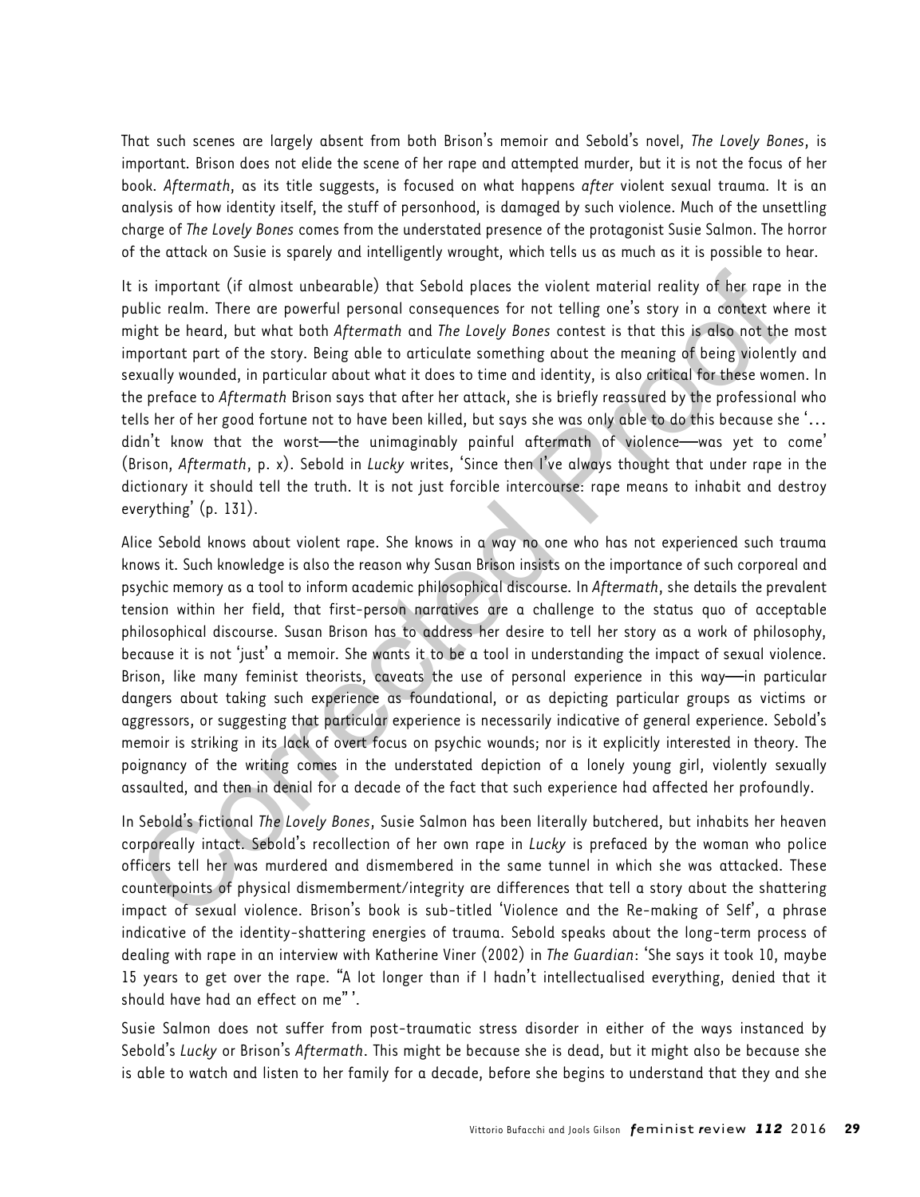That such scenes are largely absent from both Brison's memoir and Sebold's novel, *The Lovely Bones*, is important. Brison does not elide the scene of her rape and attempted murder, but it is not the focus of her book. *Aftermath*, as its title suggests, is focused on what happens *after* violent sexual trauma. It is an analysis of how identity itself, the stuff of personhood, is damaged by such violence. Much of the unsettling charge of *The Lovely Bones* comes from the understated presence of the protagonist Susie Salmon. The horror of the attack on Susie is sparely and intelligently wrought, which tells us as much as it is possible to hear.

It is important (if almost unbearable) that Sebold places the violent material reality of her rape in the public realm. There are powerful personal consequences for not telling one's story in a context where it might be heard, but what both *Aftermath* and *The Lovely Bones* contest is that this is also not the most important part of the story. Being able to articulate something about the meaning of being violently and sexually wounded, in particular about what it does to time and identity, is also critical for these women. In the preface to *Aftermath* Brison says that after her attack, she is briefly reassured by the professional who tells her of her good fortune not to have been killed, but says she was only able to do this because she '... didn't know that the worst—the unimaginably painful aftermath of violence—was yet to come' (Brison, *Aftermath*, p. x). Sebold in *Lucky* writes, 'Since then I've always thought that under rape in the dictionary it should tell the truth. It is not just forcible intercourse: rape means to inhabit and destroy everything' (p. 131).

Alice Sebold knows about violent rape. She knows in a way no one who has not experienced such trauma knows it. Such knowledge is also the reason why Susan Brison insists on the importance of such corporeal and psychic memory as a tool to inform academic philosophical discourse. In *Aftermath*, she details the prevalent tension within her field, that first-person narratives are a challenge to the status quo of acceptable philosophical discourse. Susan Brison has to address her desire to tell her story as a work of philosophy, because it is not 'just' a memoir. She wants it to be a tool in understanding the impact of sexual violence. Brison, like many feminist theorists, caveats the use of personal experience in this way—in particular dangers about taking such experience as foundational, or as depicting particular groups as victims or aggressors, or suggesting that particular experience is necessarily indicative of general experience. Sebold's memoir is striking in its lack of overt focus on psychic wounds; nor is it explicitly interested in theory. The poignancy of the writing comes in the understated depiction of a lonely young girl, violently sexually assaulted, and then in denial for a decade of the fact that such experience had affected her profoundly.

In Sebold's fictional *The Lovely Bones*, Susie Salmon has been literally butchered, but inhabits her heaven corporeally intact. Sebold's recollection of her own rape in *Lucky* is prefaced by the woman who police officers tell her was murdered and dismembered in the same tunnel in which she was attacked. These counterpoints of physical dismemberment/integrity are differences that tell a story about the shattering impact of sexual violence. Brison's book is sub-titled 'Violence and the Re-making of Self', a phrase indicative of the identity-shattering energies of trauma. Sebold speaks about the long-term process of dealing with rape in an interview with Katherine Viner (2002) in *The Guardian*: 'She says it took 10, maybe 15 years to get over the rape. "A lot longer than if I hadn't intellectualised everything, denied that it should have had an effect on me" '.

Susie Salmon does not suffer from post-traumatic stress disorder in either of the ways instanced by Sebold's *Lucky* or Brison's *Aftermath*. This might be because she is dead, but it might also be because she is able to watch and listen to her family for a decade, before she begins to understand that they and she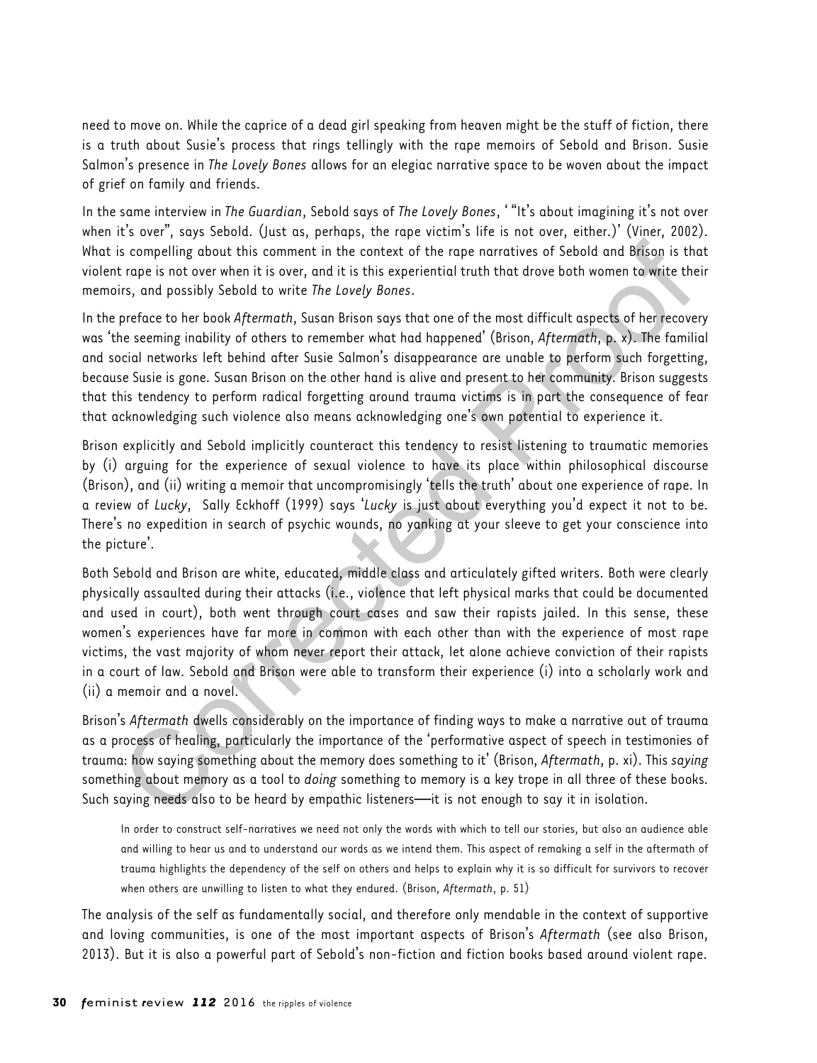need to move on. While the caprice of a dead girl speaking from heaven might be the stuff of fiction, there is a truth about Susie's process that rings tellingly with the rape memoirs of Sebold and Brison. Susie Salmon's presence in *The Lovely Bones* allows for an elegiac narrative space to be woven about the impact of grief on family and friends.

In the same interview in *The Guardian*, Sebold says of *The Lovely Bones*, ' "It's about imagining it's not over when it's over", says Sebold. (Just as, perhaps, the rape victim's life is not over, either.)' (Viner, 2002). What is compelling about this comment in the context of the rape narratives of Sebold and Brison is that violent rape is not over when it is over, and it is this experiential truth that drove both women to write their memoirs, and possibly Sebold to write *The Lovely Bones*.

In the preface to her book *Aftermath*, Susan Brison says that one of the most difficult aspects of her recovery was 'the seeming inability of others to remember what had happened' (Brison, *Aftermath*, p. x). The familial and social networks left behind after Susie Salmon's disappearance are unable to perform such forgetting, because Susie is gone. Susan Brison on the other hand is alive and present to her community. Brison suggests that this tendency to perform radical forgetting around trauma victims is in part the consequence of fear that acknowledging such violence also means acknowledging one's own potential to experience it.

Brison explicitly and Sebold implicitly counteract this tendency to resist listening to traumatic memories by (i) arguing for the experience of sexual violence to have its place within philosophical discourse (Brison), and (ii) writing a memoir that uncompromisingly 'tells the truth' about one experience of rape. In a review of *Lucky*, Sally Eckhoff (1999) says '*Lucky* is just about everything you'd expect it not to be. There's no expedition in search of psychic wounds, no yanking at your sleeve to get your conscience into the picture'.

Both Sebold and Brison are white, educated, middle class and articulately gifted writers. Both were clearly physically assaulted during their attacks (i.e., violence that left physical marks that could be documented and used in court), both went through court cases and saw their rapists jailed. In this sense, these women's experiences have far more in common with each other than with the experience of most rape victims, the vast majority of whom never report their attack, let alone achieve conviction of their rapists in a court of law. Sebold and Brison were able to transform their experience (i) into a scholarly work and (ii) a memoir and a novel.

Brison's *Aftermath* dwells considerably on the importance of finding ways to make a narrative out of trauma as a process of healing, particularly the importance of the 'performative aspect of speech in testimonies of trauma: how saying something about the memory does something to it' (Brison, *Aftermath*, p. xi). This *saying* something about memory as a tool to *doing* something to memory is a key trope in all three of these books. Such saying needs also to be heard by empathic listeners—it is not enough to say it in isolation.

> In order to construct self-narratives we need not only the words with which to tell our stories, but also an audience able and willing to hear us and to understand our words as we intend them. This aspect of remaking a self in the aftermath of trauma highlights the dependency of the self on others and helps to explain why it is so difficult for survivors to recover when others are unwilling to listen to what they endured. (Brison, *Aftermath*, p. 51)

The analysis of the self as fundamentally social, and therefore only mendable in the context of supportive and loving communities, is one of the most important aspects of Brison's *Aftermath* (see also Brison, 2013). But it is also a powerful part of Sebold's non-fiction and fiction books based around violent rape.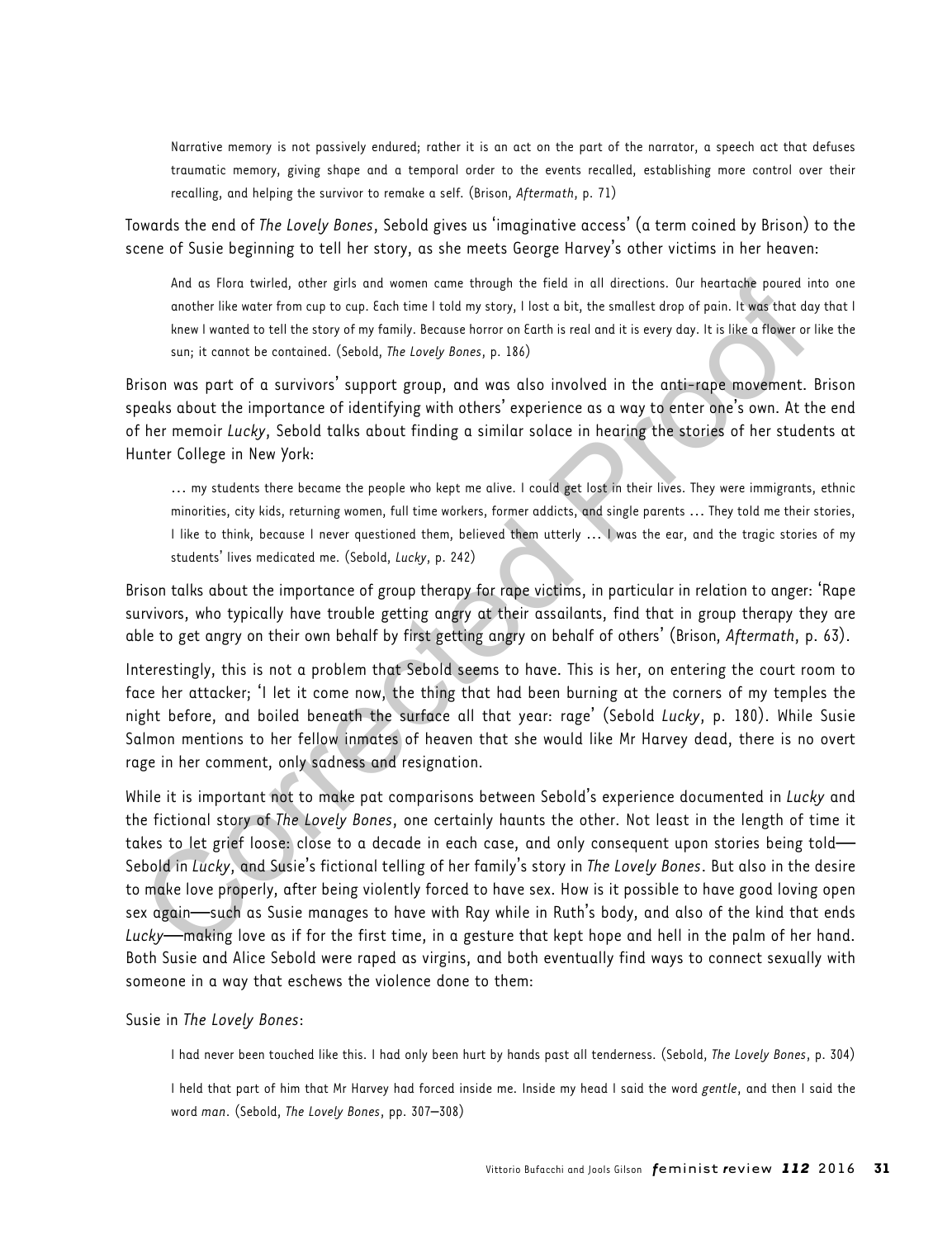> Narrative memory is not passively endured; rather it is an act on the part of the narrator, a speech act that defuses traumatic memory, giving shape and a temporal order to the events recalled, establishing more control over their recalling, and helping the survivor to remake a self. (Brison, *Aftermath*, p. 71)

Towards the end of *The Lovely Bones*, Sebold gives us 'imaginative access' (a term coined by Brison) to the scene of Susie beginning to tell her story, as she meets George Harvey's other victims in her heaven:

> And as Flora twirled, other girls and women came through the field in all directions. Our heartache poured into one another like water from cup to cup. Each time I told my story, I lost a bit, the smallest drop of pain. It was that day that I knew I wanted to tell the story of my family. Because horror on Earth is real and it is every day. It is like a flower or like the sun; it cannot be contained. (Sebold, *The Lovely Bones*, p. 186)

Brison was part of a survivors' support group, and was also involved in the anti-rape movement. Brison speaks about the importance of identifying with others' experience as a way to enter one's own. At the end of her memoir *Lucky*, Sebold talks about finding a similar solace in hearing the stories of her students at Hunter College in New York:

> … my students there became the people who kept me alive. I could get lost in their lives. They were immigrants, ethnic minorities, city kids, returning women, full time workers, former addicts, and single parents … They told me their stories, I like to think, because I never questioned them, believed them utterly … I was the ear, and the tragic stories of my students' lives medicated me. (Sebold, *Lucky*, p. 242)

Brison talks about the importance of group therapy for rape victims, in particular in relation to anger: 'Rape survivors, who typically have trouble getting angry at their assailants, find that in group therapy they are able to get angry on their own behalf by first getting angry on behalf of others' (Brison, *Aftermath*, p. 63).

Interestingly, this is not a problem that Sebold seems to have. This is her, on entering the court room to face her attacker; 'I let it come now, the thing that had been burning at the corners of my temples the night before, and boiled beneath the surface all that year: rage' (Sebold *Lucky*, p. 180). While Susie Salmon mentions to her fellow inmates of heaven that she would like Mr Harvey dead, there is no overt rage in her comment, only sadness and resignation.

While it is important not to make pat comparisons between Sebold's experience documented in *Lucky* and the fictional story of *The Lovely Bones*, one certainly haunts the other. Not least in the length of time it takes to let grief loose: close to a decade in each case, and only consequent upon stories being told—Sebold in *Lucky*, and Susie's fictional telling of her family's story in *The Lovely Bones*. But also in the desire to make love properly, after being violently forced to have sex. How is it possible to have good loving open sex again—such as Susie manages to have with Ray while in Ruth's body, and also of the kind that ends *Lucky*—making love as if for the first time, in a gesture that kept hope and hell in the palm of her hand. Both Susie and Alice Sebold were raped as virgins, and both eventually find ways to connect sexually with someone in a way that eschews the violence done to them:

Susie in *The Lovely Bones*:

> I had never been touched like this. I had only been hurt by hands past all tenderness. (Sebold, *The Lovely Bones*, p. 304)

> I held that part of him that Mr Harvey had forced inside me. Inside my head I said the word *gentle*, and then I said the word *man*. (Sebold, *The Lovely Bones*, pp. 307–308)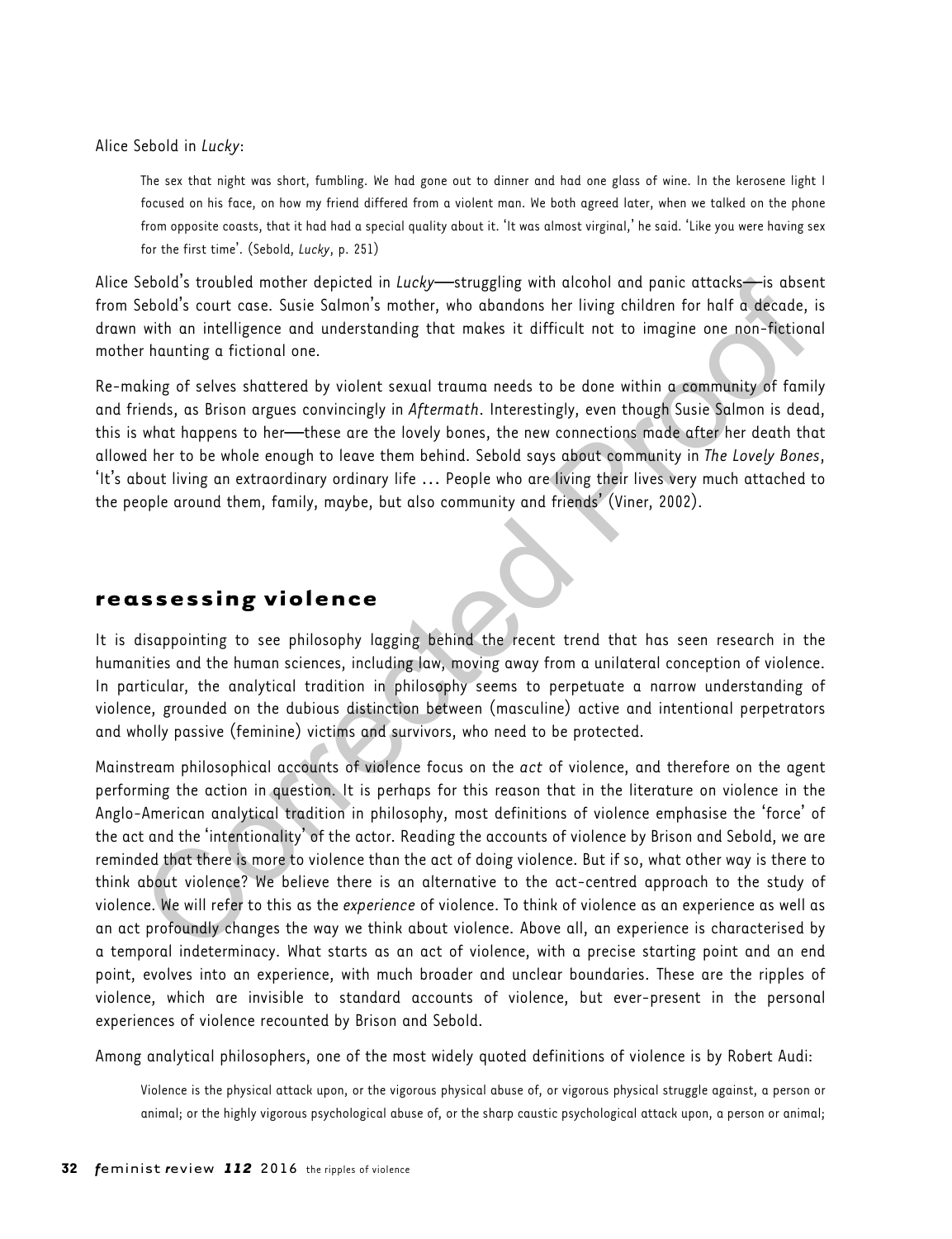Alice Sebold in *Lucky*:

> The sex that night was short, fumbling. We had gone out to dinner and had one glass of wine. In the kerosene light I focused on his face, on how my friend differed from a violent man. We both agreed later, when we talked on the phone from opposite coasts, that it had had a special quality about it. 'It was almost virginal,' he said. 'Like you were having sex for the first time'. (Sebold, *Lucky*, p. 251)

Alice Sebold's troubled mother depicted in *Lucky*—struggling with alcohol and panic attacks—is absent from Sebold's court case. Susie Salmon's mother, who abandons her living children for half a decade, is drawn with an intelligence and understanding that makes it difficult not to imagine one non-fictional mother haunting a fictional one.

Re-making of selves shattered by violent sexual trauma needs to be done within a community of family and friends, as Brison argues convincingly in *Aftermath*. Interestingly, even though Susie Salmon is dead, this is what happens to her—these are the lovely bones, the new connections made after her death that allowed her to be whole enough to leave them behind. Sebold says about community in *The Lovely Bones*, 'It's about living an extraordinary ordinary life … People who are living their lives very much attached to the people around them, family, maybe, but also community and friends' (Viner, 2002).

## reassessing violence

It is disappointing to see philosophy lagging behind the recent trend that has seen research in the humanities and the human sciences, including law, moving away from a unilateral conception of violence. In particular, the analytical tradition in philosophy seems to perpetuate a narrow understanding of violence, grounded on the dubious distinction between (masculine) active and intentional perpetrators and wholly passive (feminine) victims and survivors, who need to be protected.

Mainstream philosophical accounts of violence focus on the *act* of violence, and therefore on the agent performing the action in question. It is perhaps for this reason that in the literature on violence in the Anglo-American analytical tradition in philosophy, most definitions of violence emphasise the 'force' of the act and the 'intentionality' of the actor. Reading the accounts of violence by Brison and Sebold, we are reminded that there is more to violence than the act of doing violence. But if so, what other way is there to think about violence? We believe there is an alternative to the act-centred approach to the study of violence. We will refer to this as the *experience* of violence. To think of violence as an experience as well as an act profoundly changes the way we think about violence. Above all, an experience is characterised by a temporal indeterminacy. What starts as an act of violence, with a precise starting point and an end point, evolves into an experience, with much broader and unclear boundaries. These are the ripples of violence, which are invisible to standard accounts of violence, but ever-present in the personal experiences of violence recounted by Brison and Sebold.

Among analytical philosophers, one of the most widely quoted definitions of violence is by Robert Audi:

> Violence is the physical attack upon, or the vigorous physical abuse of, or vigorous physical struggle against, a person or animal; or the highly vigorous psychological abuse of, or the sharp caustic psychological attack upon, a person or animal;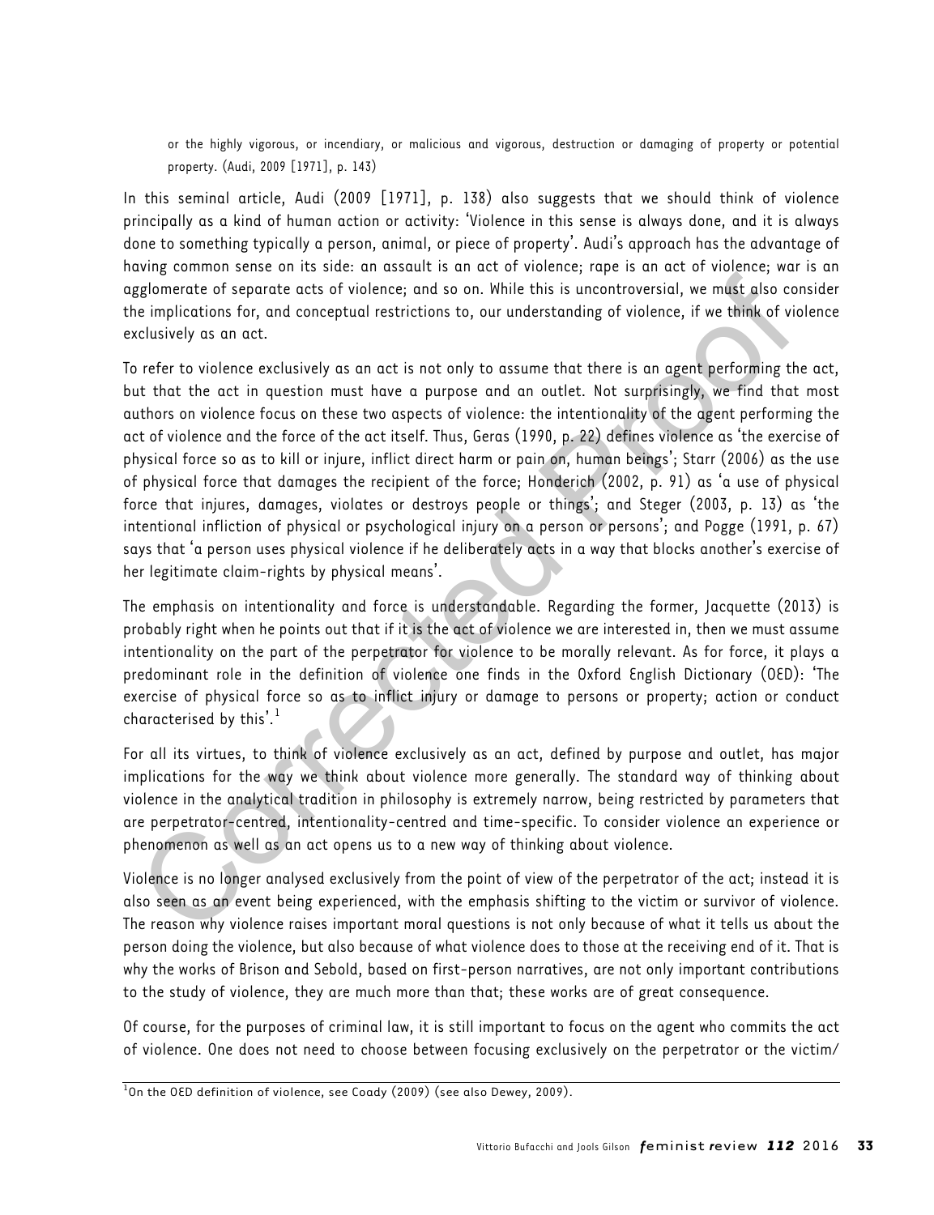or the highly vigorous, or incendiary, or malicious and vigorous, destruction or damaging of property or potential property. (Audi, 2009 [1971], p. 143)

In this seminal article, Audi (2009 [1971], p. 138) also suggests that we should think of violence principally as a kind of human action or activity: 'Violence in this sense is always done, and it is always done to something typically a person, animal, or piece of property'. Audi's approach has the advantage of having common sense on its side: an assault is an act of violence; rape is an act of violence; war is an agglomerate of separate acts of violence; and so on. While this is uncontroversial, we must also consider the implications for, and conceptual restrictions to, our understanding of violence, if we think of violence exclusively as an act.

To refer to violence exclusively as an act is not only to assume that there is an agent performing the act, but that the act in question must have a purpose and an outlet. Not surprisingly, we find that most authors on violence focus on these two aspects of violence: the intentionality of the agent performing the act of violence and the force of the act itself. Thus, Geras (1990, p. 22) defines violence as 'the exercise of physical force so as to kill or injure, inflict direct harm or pain on, human beings'; Starr (2006) as the use of physical force that damages the recipient of the force; Honderich (2002, p. 91) as 'a use of physical force that injures, damages, violates or destroys people or things'; and Steger (2003, p. 13) as 'the intentional infliction of physical or psychological injury on a person or persons'; and Pogge (1991, p. 67) says that 'a person uses physical violence if he deliberately acts in a way that blocks another's exercise of her legitimate claim-rights by physical means'.

The emphasis on intentionality and force is understandable. Regarding the former, Jacquette (2013) is probably right when he points out that if it is the act of violence we are interested in, then we must assume intentionality on the part of the perpetrator for violence to be morally relevant. As for force, it plays a predominant role in the definition of violence one finds in the Oxford English Dictionary (OED): 'The exercise of physical force so as to inflict injury or damage to persons or property; action or conduct characterised by this'.[1]

For all its virtues, to think of violence exclusively as an act, defined by purpose and outlet, has major implications for the way we think about violence more generally. The standard way of thinking about violence in the analytical tradition in philosophy is extremely narrow, being restricted by parameters that are perpetrator-centred, intentionality-centred and time-specific. To consider violence an experience or phenomenon as well as an act opens us to a new way of thinking about violence.

Violence is no longer analysed exclusively from the point of view of the perpetrator of the act; instead it is also seen as an event being experienced, with the emphasis shifting to the victim or survivor of violence. The reason why violence raises important moral questions is not only because of what it tells us about the person doing the violence, but also because of what violence does to those at the receiving end of it. That is why the works of Brison and Sebold, based on first-person narratives, are not only important contributions to the study of violence, they are much more than that; these works are of great consequence.

Of course, for the purposes of criminal law, it is still important to focus on the agent who commits the act of violence. One does not need to choose between focusing exclusively on the perpetrator or the victim/

[1] On the OED definition of violence, see Coady (2009) (see also Dewey, 2009).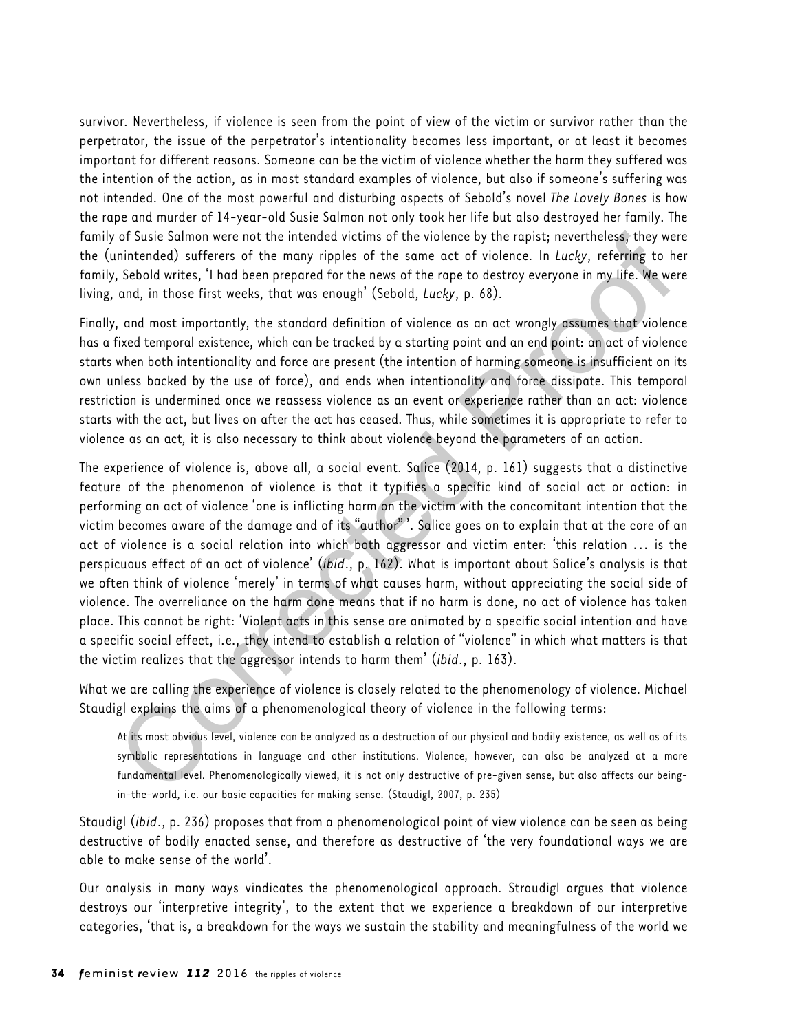survivor. Nevertheless, if violence is seen from the point of view of the victim or survivor rather than the perpetrator, the issue of the perpetrator's intentionality becomes less important, or at least it becomes important for different reasons. Someone can be the victim of violence whether the harm they suffered was the intention of the action, as in most standard examples of violence, but also if someone's suffering was not intended. One of the most powerful and disturbing aspects of Sebold's novel *The Lovely Bones* is how the rape and murder of 14-year-old Susie Salmon not only took her life but also destroyed her family. The family of Susie Salmon were not the intended victims of the violence by the rapist; nevertheless, they were the (unintended) sufferers of the many ripples of the same act of violence. In *Lucky*, referring to her family, Sebold writes, 'I had been prepared for the news of the rape to destroy everyone in my life. We were living, and, in those first weeks, that was enough' (Sebold, *Lucky*, p. 68).

Finally, and most importantly, the standard definition of violence as an act wrongly assumes that violence has a fixed temporal existence, which can be tracked by a starting point and an end point: an act of violence starts when both intentionality and force are present (the intention of harming someone is insufficient on its own unless backed by the use of force), and ends when intentionality and force dissipate. This temporal restriction is undermined once we reassess violence as an event or experience rather than an act: violence starts with the act, but lives on after the act has ceased. Thus, while sometimes it is appropriate to refer to violence as an act, it is also necessary to think about violence beyond the parameters of an action.

The experience of violence is, above all, a social event. Salice (2014, p. 161) suggests that a distinctive feature of the phenomenon of violence is that it typifies a specific kind of social act or action: in performing an act of violence 'one is inflicting harm on the victim with the concomitant intention that the victim becomes aware of the damage and of its "author"'. Salice goes on to explain that at the core of an act of violence is a social relation into which both aggressor and victim enter: 'this relation … is the perspicuous effect of an act of violence' (*ibid*., p. 162). What is important about Salice's analysis is that we often think of violence 'merely' in terms of what causes harm, without appreciating the social side of violence. The overreliance on the harm done means that if no harm is done, no act of violence has taken place. This cannot be right: 'Violent acts in this sense are animated by a specific social intention and have a specific social effect, i.e., they intend to establish a relation of "violence" in which what matters is that the victim realizes that the aggressor intends to harm them' (*ibid*., p. 163).

What we are calling the experience of violence is closely related to the phenomenology of violence. Michael Staudigl explains the aims of a phenomenological theory of violence in the following terms:

> At its most obvious level, violence can be analyzed as a destruction of our physical and bodily existence, as well as of its symbolic representations in language and other institutions. Violence, however, can also be analyzed at a more fundamental level. Phenomenologically viewed, it is not only destructive of pre-given sense, but also affects our being-in-the-world, i.e. our basic capacities for making sense. (Staudigl, 2007, p. 235)

Staudigl (*ibid*., p. 236) proposes that from a phenomenological point of view violence can be seen as being destructive of bodily enacted sense, and therefore as destructive of 'the very foundational ways we are able to make sense of the world'.

Our analysis in many ways vindicates the phenomenological approach. Straudigl argues that violence destroys our 'interpretive integrity', to the extent that we experience a breakdown of our interpretive categories, 'that is, a breakdown for the ways we sustain the stability and meaningfulness of the world we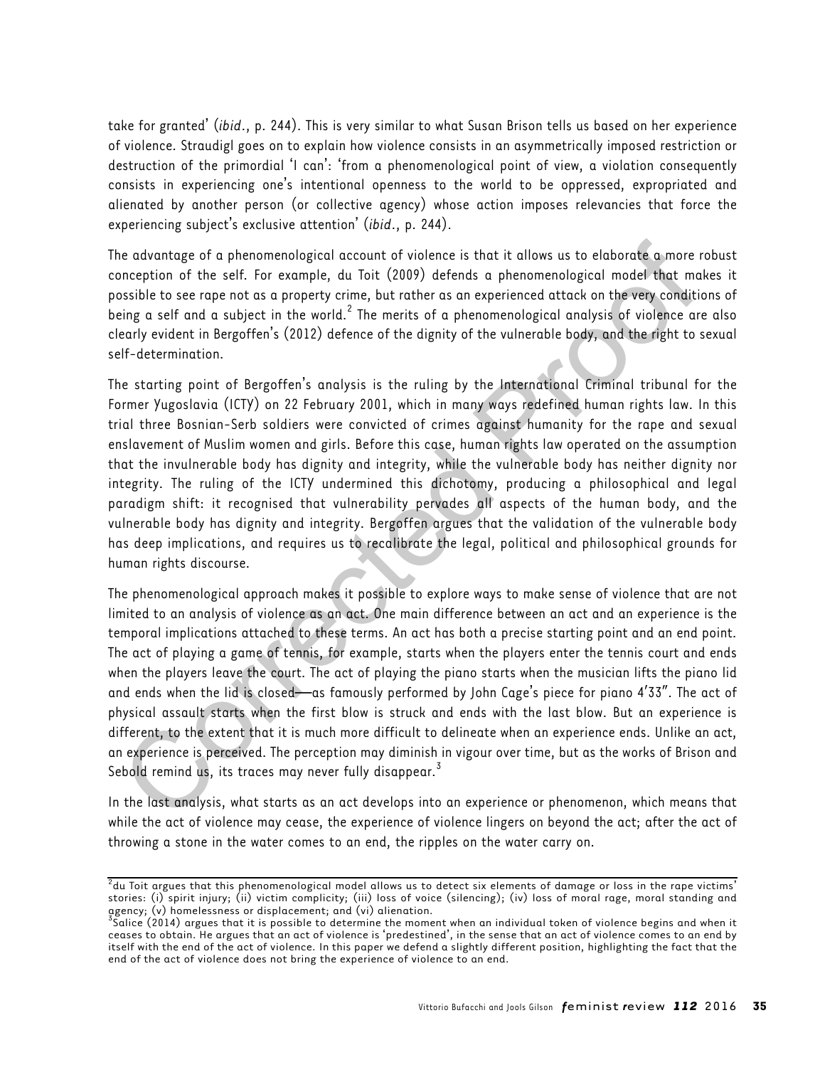take for granted' (*ibid*., p. 244). This is very similar to what Susan Brison tells us based on her experience of violence. Straudigl goes on to explain how violence consists in an asymmetrically imposed restriction or destruction of the primordial 'I can': 'from a phenomenological point of view, a violation consequently consists in experiencing one's intentional openness to the world to be oppressed, expropriated and alienated by another person (or collective agency) whose action imposes relevancies that force the experiencing subject's exclusive attention' (*ibid*., p. 244).

The advantage of a phenomenological account of violence is that it allows us to elaborate a more robust conception of the self. For example, du Toit (2009) defends a phenomenological model that makes it possible to see rape not as a property crime, but rather as an experienced attack on the very conditions of being a self and a subject in the world.[2] The merits of a phenomenological analysis of violence are also clearly evident in Bergoffen's (2012) defence of the dignity of the vulnerable body, and the right to sexual self-determination.

The starting point of Bergoffen's analysis is the ruling by the International Criminal tribunal for the Former Yugoslavia (ICTY) on 22 February 2001, which in many ways redefined human rights law. In this trial three Bosnian-Serb soldiers were convicted of crimes against humanity for the rape and sexual enslavement of Muslim women and girls. Before this case, human rights law operated on the assumption that the invulnerable body has dignity and integrity, while the vulnerable body has neither dignity nor integrity. The ruling of the ICTY undermined this dichotomy, producing a philosophical and legal paradigm shift: it recognised that vulnerability pervades all aspects of the human body, and the vulnerable body has dignity and integrity. Bergoffen argues that the validation of the vulnerable body has deep implications, and requires us to recalibrate the legal, political and philosophical grounds for human rights discourse.

The phenomenological approach makes it possible to explore ways to make sense of violence that are not limited to an analysis of violence as an act. One main difference between an act and an experience is the temporal implications attached to these terms. An act has both a precise starting point and an end point. The act of playing a game of tennis, for example, starts when the players enter the tennis court and ends when the players leave the court. The act of playing the piano starts when the musician lifts the piano lid and ends when the lid is closed—as famously performed by John Cage's piece for piano 4′33″. The act of physical assault starts when the first blow is struck and ends with the last blow. But an experience is different, to the extent that it is much more difficult to delineate when an experience ends. Unlike an act, an experience is perceived. The perception may diminish in vigour over time, but as the works of Brison and Sebold remind us, its traces may never fully disappear.[3]

In the last analysis, what starts as an act develops into an experience or phenomenon, which means that while the act of violence may cease, the experience of violence lingers on beyond the act; after the act of throwing a stone in the water comes to an end, the ripples on the water carry on.

---

[2] du Toit argues that this phenomenological model allows us to detect six elements of damage or loss in the rape victims' stories: (i) spirit injury; (ii) victim complicity; (iii) loss of voice (silencing); (iv) loss of moral rage, moral standing and agency; (v) homelessness or displacement; and (vi) alienation.

[3] Salice (2014) argues that it is possible to determine the moment when an individual token of violence begins and when it ceases to obtain. He argues that an act of violence is 'predestined', in the sense that an act of violence comes to an end by itself with the end of the act of violence. In this paper we defend a slightly different position, highlighting the fact that the end of the act of violence does not bring the experience of violence to an end.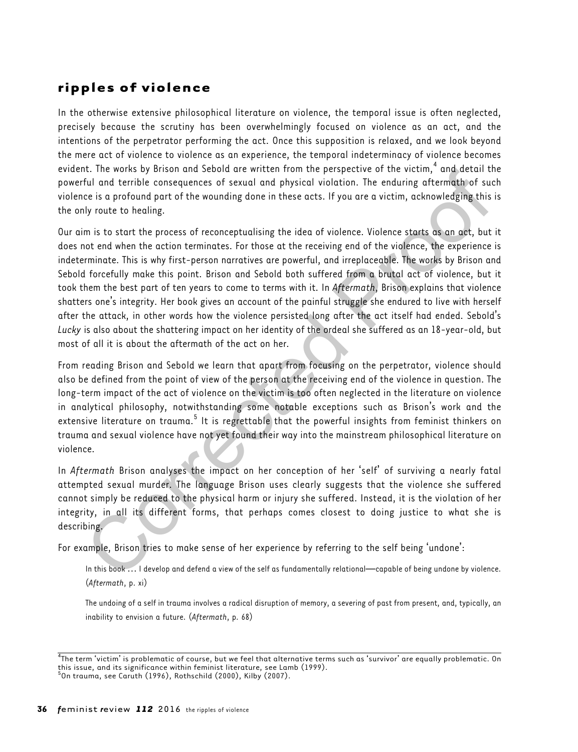## ripples of violence

In the otherwise extensive philosophical literature on violence, the temporal issue is often neglected, precisely because the scrutiny has been overwhelmingly focused on violence as an act, and the intentions of the perpetrator performing the act. Once this supposition is relaxed, and we look beyond the mere act of violence to violence as an experience, the temporal indeterminacy of violence becomes evident. The works by Brison and Sebold are written from the perspective of the victim,[4] and detail the powerful and terrible consequences of sexual and physical violation. The enduring aftermath of such violence is a profound part of the wounding done in these acts. If you are a victim, acknowledging this is the only route to healing.

Our aim is to start the process of reconceptualising the idea of violence. Violence starts as an act, but it does not end when the action terminates. For those at the receiving end of the violence, the experience is indeterminate. This is why first-person narratives are powerful, and irreplaceable. The works by Brison and Sebold forcefully make this point. Brison and Sebold both suffered from a brutal act of violence, but it took them the best part of ten years to come to terms with it. In *Aftermath*, Brison explains that violence shatters one's integrity. Her book gives an account of the painful struggle she endured to live with herself after the attack, in other words how the violence persisted long after the act itself had ended. Sebold's *Lucky* is also about the shattering impact on her identity of the ordeal she suffered as an 18-year-old, but most of all it is about the aftermath of the act on her.

From reading Brison and Sebold we learn that apart from focusing on the perpetrator, violence should also be defined from the point of view of the person at the receiving end of the violence in question. The long-term impact of the act of violence on the victim is too often neglected in the literature on violence in analytical philosophy, notwithstanding some notable exceptions such as Brison's work and the extensive literature on trauma.[5] It is regrettable that the powerful insights from feminist thinkers on trauma and sexual violence have not yet found their way into the mainstream philosophical literature on violence.

In *Aftermath* Brison analyses the impact on her conception of her 'self' of surviving a nearly fatal attempted sexual murder. The language Brison uses clearly suggests that the violence she suffered cannot simply be reduced to the physical harm or injury she suffered. Instead, it is the violation of her integrity, in all its different forms, that perhaps comes closest to doing justice to what she is describing.

For example, Brison tries to make sense of her experience by referring to the self being 'undone':

> In this book … I develop and defend a view of the self as fundamentally relational—capable of being undone by violence. (*Aftermath*, p. xi)

> The undoing of a self in trauma involves a radical disruption of memory, a severing of past from present, and, typically, an inability to envision a future. (*Aftermath*, p. 68)

[4] The term 'victim' is problematic of course, but we feel that alternative terms such as 'survivor' are equally problematic. On this issue, and its significance within feminist literature, see Lamb (1999).

[5] On trauma, see Caruth (1996), Rothschild (2000), Kilby (2007).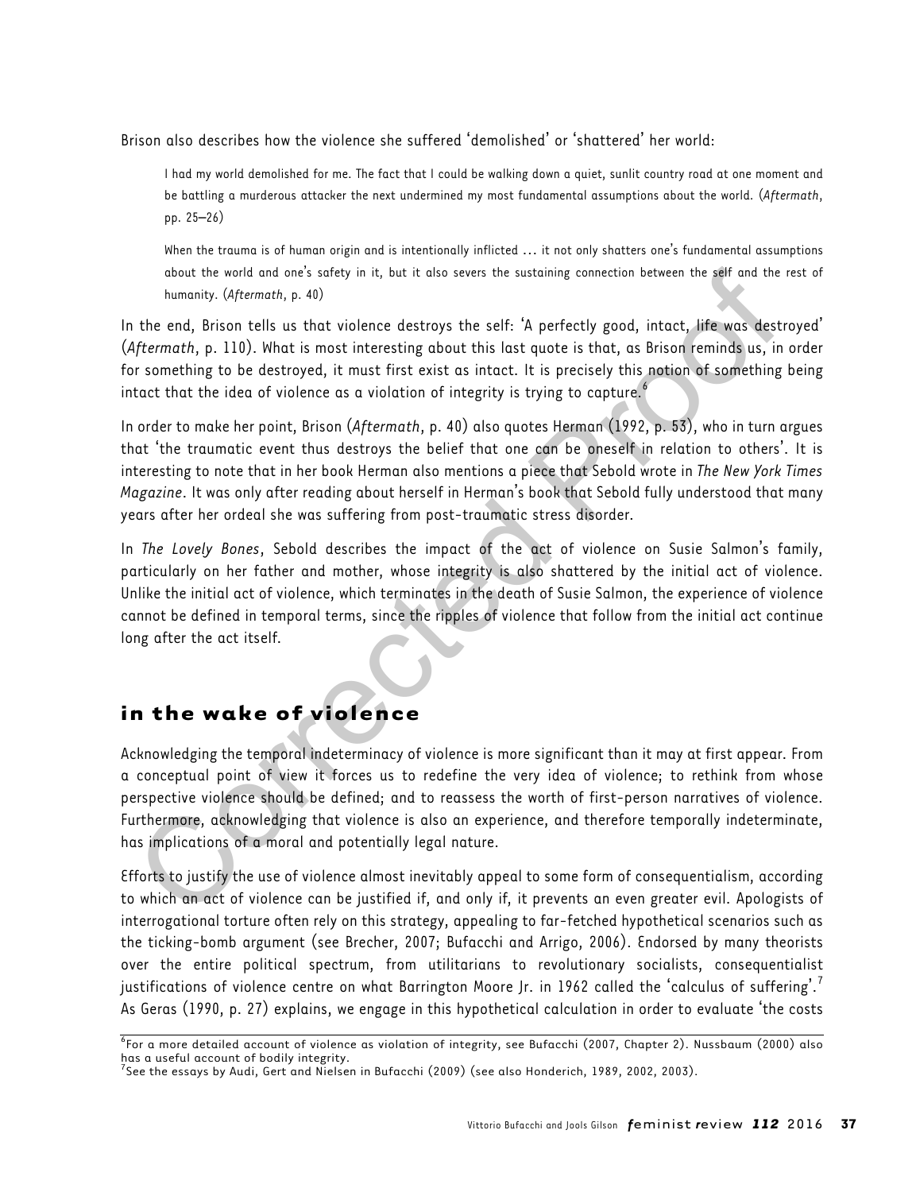Brison also describes how the violence she suffered 'demolished' or 'shattered' her world:

> I had my world demolished for me. The fact that I could be walking down a quiet, sunlit country road at one moment and be battling a murderous attacker the next undermined my most fundamental assumptions about the world. (*Aftermath*, pp. 25–26)

> When the trauma is of human origin and is intentionally inflicted … it not only shatters one's fundamental assumptions about the world and one's safety in it, but it also severs the sustaining connection between the self and the rest of humanity. (*Aftermath*, p. 40)

In the end, Brison tells us that violence destroys the self: 'A perfectly good, intact, life was destroyed' (*Aftermath*, p. 110). What is most interesting about this last quote is that, as Brison reminds us, in order for something to be destroyed, it must first exist as intact. It is precisely this notion of something being intact that the idea of violence as a violation of integrity is trying to capture.[6]

In order to make her point, Brison (*Aftermath*, p. 40) also quotes Herman (1992, p. 53), who in turn argues that 'the traumatic event thus destroys the belief that one can be oneself in relation to others'. It is interesting to note that in her book Herman also mentions a piece that Sebold wrote in *The New York Times Magazine*. It was only after reading about herself in Herman's book that Sebold fully understood that many years after her ordeal she was suffering from post-traumatic stress disorder.

In *The Lovely Bones*, Sebold describes the impact of the act of violence on Susie Salmon's family, particularly on her father and mother, whose integrity is also shattered by the initial act of violence. Unlike the initial act of violence, which terminates in the death of Susie Salmon, the experience of violence cannot be defined in temporal terms, since the ripples of violence that follow from the initial act continue long after the act itself.

## in the wake of violence

Acknowledging the temporal indeterminacy of violence is more significant than it may at first appear. From a conceptual point of view it forces us to redefine the very idea of violence; to rethink from whose perspective violence should be defined; and to reassess the worth of first-person narratives of violence. Furthermore, acknowledging that violence is also an experience, and therefore temporally indeterminate, has implications of a moral and potentially legal nature.

Efforts to justify the use of violence almost inevitably appeal to some form of consequentialism, according to which an act of violence can be justified if, and only if, it prevents an even greater evil. Apologists of interrogational torture often rely on this strategy, appealing to far-fetched hypothetical scenarios such as the ticking-bomb argument (see Brecher, 2007; Bufacchi and Arrigo, 2006). Endorsed by many theorists over the entire political spectrum, from utilitarians to revolutionary socialists, consequentialist justifications of violence centre on what Barrington Moore Jr. in 1962 called the 'calculus of suffering'.[7] As Geras (1990, p. 27) explains, we engage in this hypothetical calculation in order to evaluate 'the costs

[6] For a more detailed account of violence as violation of integrity, see Bufacchi (2007, Chapter 2). Nussbaum (2000) also has a useful account of bodily integrity.

[7] See the essays by Audi, Gert and Nielsen in Bufacchi (2009) (see also Honderich, 1989, 2002, 2003).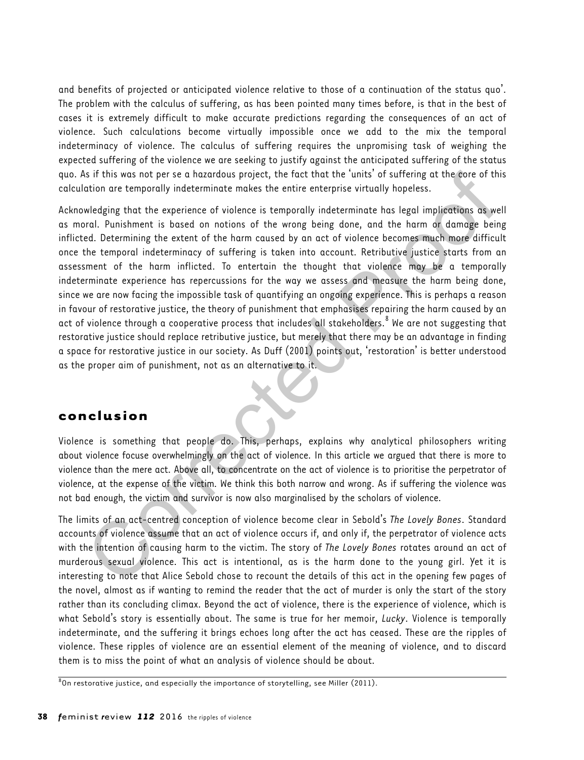and benefits of projected or anticipated violence relative to those of a continuation of the status quo'. The problem with the calculus of suffering, as has been pointed many times before, is that in the best of cases it is extremely difficult to make accurate predictions regarding the consequences of an act of violence. Such calculations become virtually impossible once we add to the mix the temporal indeterminacy of violence. The calculus of suffering requires the unpromising task of weighing the expected suffering of the violence we are seeking to justify against the anticipated suffering of the status quo. As if this was not per se a hazardous project, the fact that the 'units' of suffering at the core of this calculation are temporally indeterminate makes the entire enterprise virtually hopeless.

Acknowledging that the experience of violence is temporally indeterminate has legal implications as well as moral. Punishment is based on notions of the wrong being done, and the harm or damage being inflicted. Determining the extent of the harm caused by an act of violence becomes much more difficult once the temporal indeterminacy of suffering is taken into account. Retributive justice starts from an assessment of the harm inflicted. To entertain the thought that violence may be a temporally indeterminate experience has repercussions for the way we assess and measure the harm being done, since we are now facing the impossible task of quantifying an ongoing experience. This is perhaps a reason in favour of restorative justice, the theory of punishment that emphasises repairing the harm caused by an act of violence through a cooperative process that includes all stakeholders.[8] We are not suggesting that restorative justice should replace retributive justice, but merely that there may be an advantage in finding a space for restorative justice in our society. As Duff (2001) points out, 'restoration' is better understood as the proper aim of punishment, not as an alternative to it.

## conclusion

Violence is something that people do. This, perhaps, explains why analytical philosophers writing about violence focuse overwhelmingly on the act of violence. In this article we argued that there is more to violence than the mere act. Above all, to concentrate on the act of violence is to prioritise the perpetrator of violence, at the expense of the victim. We think this both narrow and wrong. As if suffering the violence was not bad enough, the victim and survivor is now also marginalised by the scholars of violence.

The limits of an act-centred conception of violence become clear in Sebold's *The Lovely Bones*. Standard accounts of violence assume that an act of violence occurs if, and only if, the perpetrator of violence acts with the intention of causing harm to the victim. The story of *The Lovely Bones* rotates around an act of murderous sexual violence. This act is intentional, as is the harm done to the young girl. Yet it is interesting to note that Alice Sebold chose to recount the details of this act in the opening few pages of the novel, almost as if wanting to remind the reader that the act of murder is only the start of the story rather than its concluding climax. Beyond the act of violence, there is the experience of violence, which is what Sebold's story is essentially about. The same is true for her memoir, *Lucky*. Violence is temporally indeterminate, and the suffering it brings echoes long after the act has ceased. These are the ripples of violence. These ripples of violence are an essential element of the meaning of violence, and to discard them is to miss the point of what an analysis of violence should be about.

[8] On restorative justice, and especially the importance of storytelling, see Miller (2011).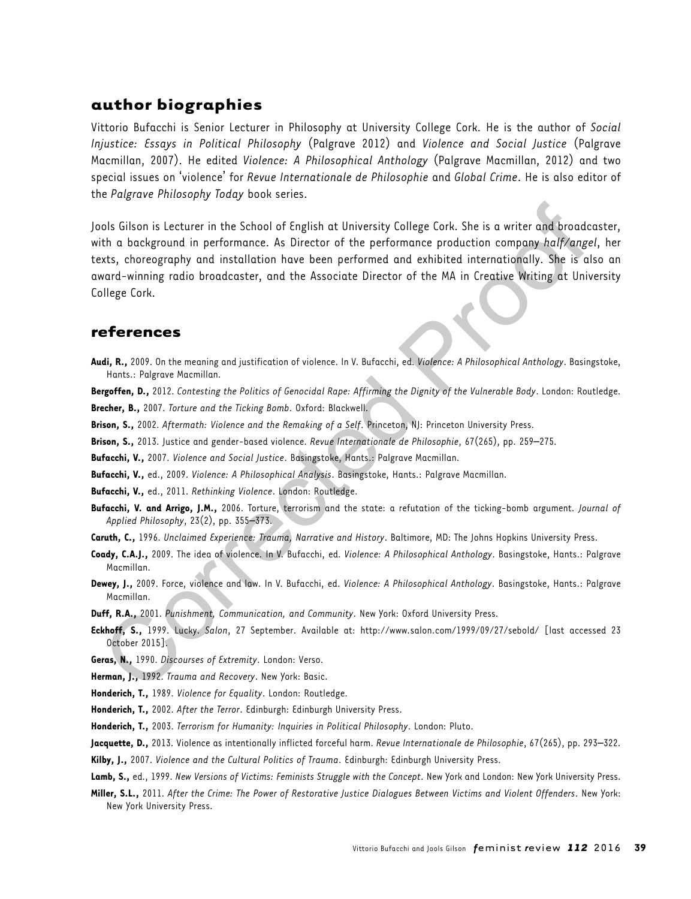## author biographies

Vittorio Bufacchi is Senior Lecturer in Philosophy at University College Cork. He is the author of *Social Injustice: Essays in Political Philosophy* (Palgrave 2012) and *Violence and Social Justice* (Palgrave Macmillan, 2007). He edited *Violence: A Philosophical Anthology* (Palgrave Macmillan, 2012) and two special issues on 'violence' for *Revue Internationale de Philosophie* and *Global Crime*. He is also editor of the *Palgrave Philosophy Today* book series.

Jools Gilson is Lecturer in the School of English at University College Cork. She is a writer and broadcaster, with a background in performance. As Director of the performance production company *half/angel*, her texts, choreography and installation have been performed and exhibited internationally. She is also an award-winning radio broadcaster, and the Associate Director of the MA in Creative Writing at University College Cork.

## references

**Audi, R.,** 2009. On the meaning and justification of violence. In V. Bufacchi, ed. *Violence: A Philosophical Anthology*. Basingstoke, Hants.: Palgrave Macmillan.

**Bergoffen, D.,** 2012. *Contesting the Politics of Genocidal Rape: Affirming the Dignity of the Vulnerable Body*. London: Routledge.

**Brecher, B.,** 2007. *Torture and the Ticking Bomb*. Oxford: Blackwell.

**Brison, S.,** 2002. *Aftermath: Violence and the Remaking of a Self*. Princeton, NJ: Princeton University Press.

**Brison, S.,** 2013. Justice and gender-based violence. *Revue Internationale de Philosophie*, 67(265), pp. 259–275.

**Bufacchi, V.,** 2007. *Violence and Social Justice*. Basingstoke, Hants.: Palgrave Macmillan.

**Bufacchi, V.,** ed., 2009. *Violence: A Philosophical Analysis*. Basingstoke, Hants.: Palgrave Macmillan.

**Bufacchi, V.,** ed., 2011. *Rethinking Violence*. London: Routledge.

**Bufacchi, V. and Arrigo, J.M.,** 2006. Torture, terrorism and the state: a refutation of the ticking-bomb argument. *Journal of Applied Philosophy*, 23(2), pp. 355–373.

**Caruth, C.,** 1996. *Unclaimed Experience: Trauma, Narrative and History*. Baltimore, MD: The Johns Hopkins University Press.

**Coady, C.A.J.,** 2009. The idea of violence. In V. Bufacchi, ed. *Violence: A Philosophical Anthology*. Basingstoke, Hants.: Palgrave Macmillan.

**Dewey, J.,** 2009. Force, violence and law. In V. Bufacchi, ed. *Violence: A Philosophical Anthology*. Basingstoke, Hants.: Palgrave Macmillan.

**Duff, R.A.,** 2001. *Punishment, Communication, and Community*. New York: Oxford University Press.

**Eckhoff, S.,** 1999. Lucky. *Salon*, 27 September. Available at: http://www.salon.com/1999/09/27/sebold/ [last accessed 23 October 2015].

**Geras, N.,** 1990. *Discourses of Extremity*. London: Verso.

**Herman, J.,** 1992. *Trauma and Recovery*. New York: Basic.

**Honderich, T.,** 1989. *Violence for Equality*. London: Routledge.

**Honderich, T.,** 2002. *After the Terror*. Edinburgh: Edinburgh University Press.

**Honderich, T.,** 2003. *Terrorism for Humanity: Inquiries in Political Philosophy*. London: Pluto.

**Jacquette, D.,** 2013. Violence as intentionally inflicted forceful harm. *Revue Internationale de Philosophie*, 67(265), pp. 293–322.

**Kilby, J.,** 2007. *Violence and the Cultural Politics of Trauma*. Edinburgh: Edinburgh University Press.

**Lamb, S.,** ed., 1999. *New Versions of Victims: Feminists Struggle with the Concept*. New York and London: New York University Press.

**Miller, S.L.,** 2011. *After the Crime: The Power of Restorative Justice Dialogues Between Victims and Violent Offenders*. New York: New York University Press.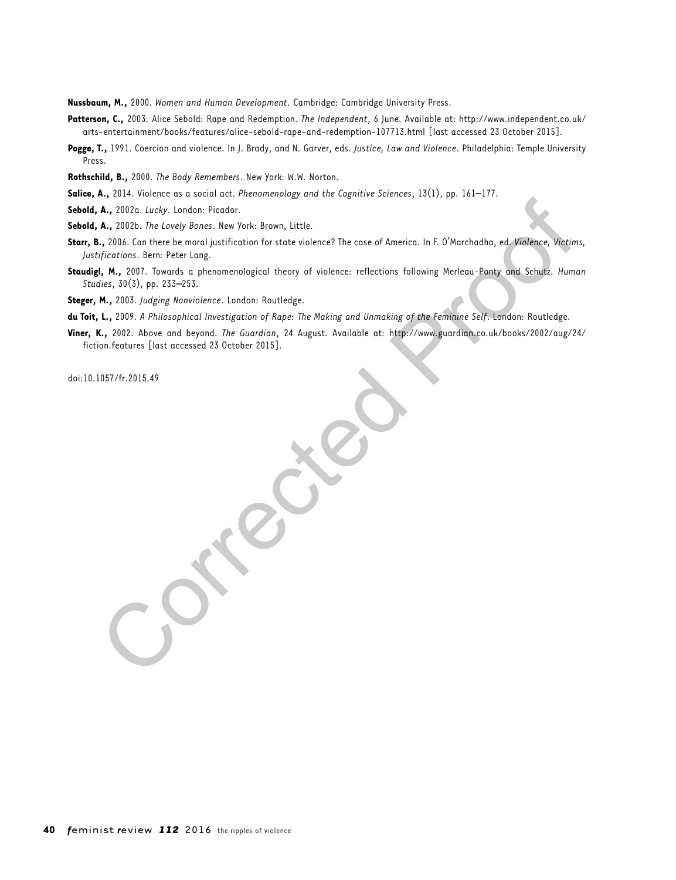**Nussbaum, M.,** 2000. *Women and Human Development.* Cambridge: Cambridge University Press.

**Patterson, C.,** 2003. Alice Sebold: Rape and Redemption. *The Independent*, 6 June. Available at: http://www.independent.co.uk/arts-entertainment/books/features/alice-sebold-rape-and-redemption-107713.html [last accessed 23 October 2015].

**Pogge, T.,** 1991. Coercion and violence. In J. Brady, and N. Garver, eds. *Justice, Law and Violence*. Philadelphia: Temple University Press.

**Rothschild, B.,** 2000. *The Body Remembers*. New York: W.W. Norton.

**Salice, A.,** 2014. Violence as a social act. *Phenomenology and the Cognitive Sciences*, 13(1), pp. 161–177.

**Sebold, A.,** 2002a. *Lucky*. London: Picador.

**Sebold, A.,** 2002b. *The Lovely Bones*. New York: Brown, Little.

**Starr, B.,** 2006. Can there be moral justification for state violence? The case of America. In F. O'Marchadha, ed. *Violence, Victims, Justifications*. Bern: Peter Lang.

**Staudigl, M.,** 2007. Towards a phenomenological theory of violence: reflections following Merleau-Ponty and Schutz. *Human Studies*, 30(3), pp. 233–253.

**Steger, M.,** 2003. *Judging Nonviolence*. London: Routledge.

**du Toit, L.,** 2009. *A Philosophical Investigation of Rape: The Making and Unmaking of the Feminine Self*. London: Routledge.

**Viner, K.,** 2002. Above and beyond. *The Guardian*, 24 August. Available at: http://www.guardian.co.uk/books/2002/aug/24/fiction.features [last accessed 23 October 2015].

doi:10.1057/fr.2015.49